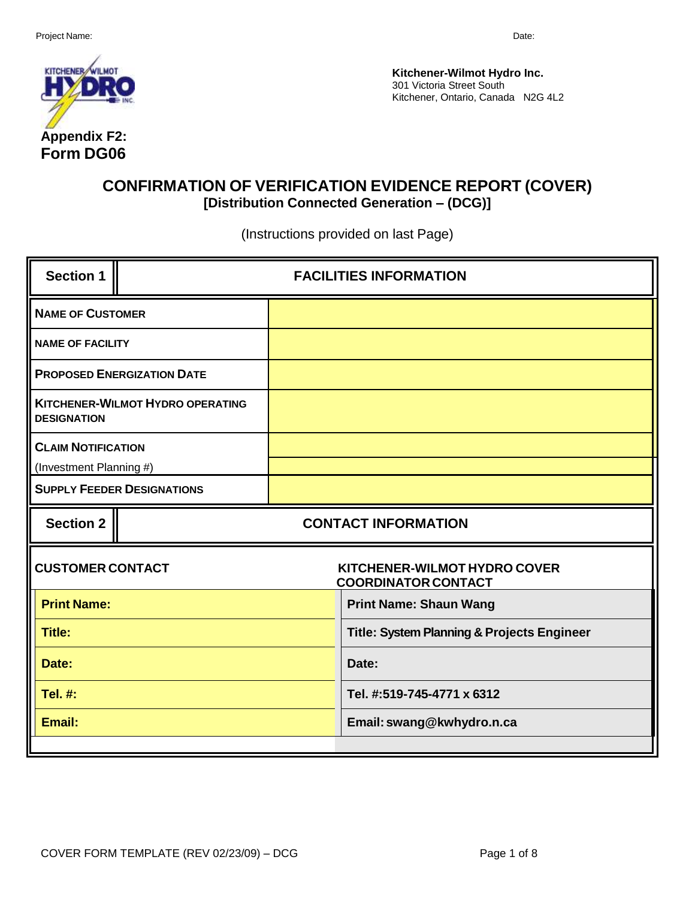Project Name: Date:

**Kitchener-Wilmot Hydro Inc.**
301 Victoria Street South
Kitchener, Ontario, Canada N2G 4L2

**Appendix F2:**
**Form DG06**

# CONFIRMATION OF VERIFICATION EVIDENCE REPORT (COVER)

## [Distribution Connected Generation – (DCG)]

(Instructions provided on last Page)

| Section 1 | FACILITIES INFORMATION |
|---|---|
| **NAME OF CUSTOMER** | |
| **NAME OF FACILITY** | |
| **PROPOSED ENERGIZATION DATE** | |
| **KITCHENER-WILMOT HYDRO OPERATING DESIGNATION** | |
| **CLAIM NOTIFICATION** (Investment Planning #) | |
| **SUPPLY FEEDER DESIGNATIONS** | |

| Section 2 | CONTACT INFORMATION |
|---|---|
| **CUSTOMER CONTACT** | **KITCHENER-WILMOT HYDRO COVER COORDINATOR CONTACT** |
| **Print Name:** | **Print Name: Shaun Wang** |
| **Title:** | **Title: System Planning & Projects Engineer** |
| **Date:** | **Date:** |
| **Tel. #:** | **Tel. #:519-745-4771 x 6312** |
| **Email:** | **Email: swang@kwhydro.n.ca** |

COVER FORM TEMPLATE (REV 02/23/09) – DCG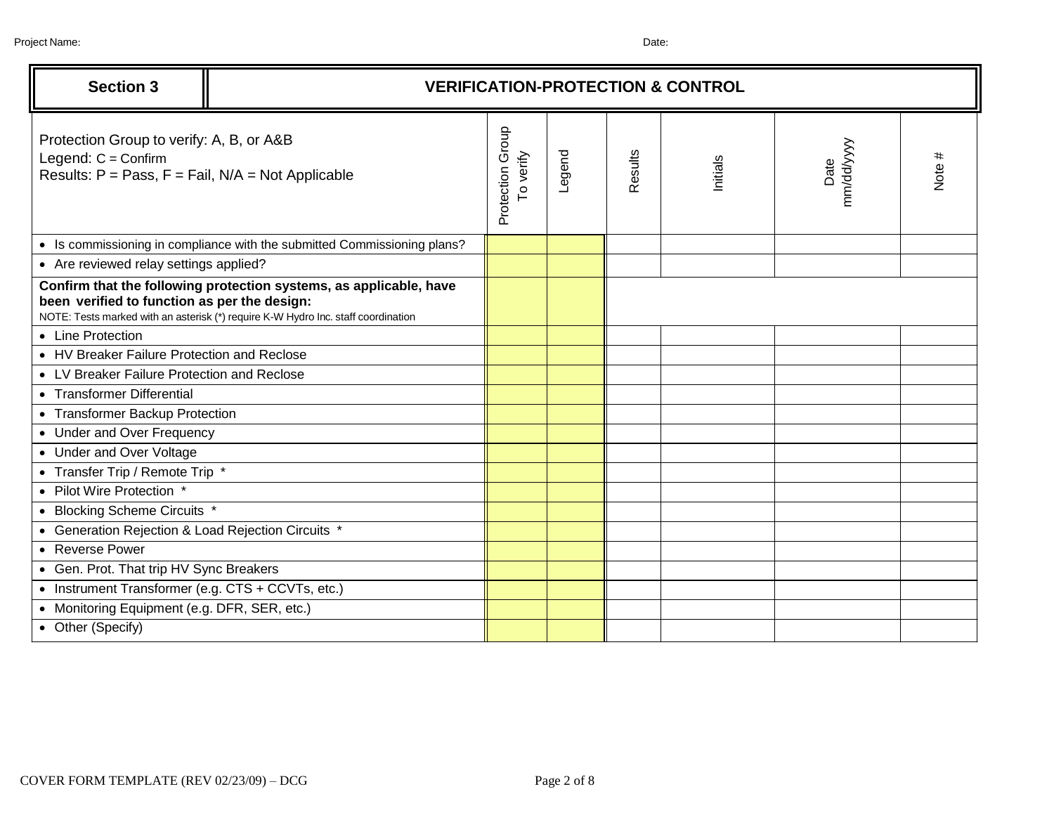Project Name: Date:

| Section 3 | VERIFICATION-PROTECTION & CONTROL |
|---|---|

| Protection Group to verify: A, B, or A&B<br>Legend: C = Confirm<br>Results: P = Pass, F = Fail, N/A = Not Applicable | Protection Group To verify | Legend | Results | Initials | Date mm/dd/yyyy | Note # |
|---|---|---|---|---|---|---|
| • Is commissioning in compliance with the submitted Commissioning plans? | | | | | | |
| • Are reviewed relay settings applied? | | | | | | |
| **Confirm that the following protection systems, as applicable, have been verified to function as per the design:**<br>NOTE: Tests marked with an asterisk (*) require K-W Hydro Inc. staff coordination | | | | | | |
| • Line Protection | | | | | | |
| • HV Breaker Failure Protection and Reclose | | | | | | |
| • LV Breaker Failure Protection and Reclose | | | | | | |
| • Transformer Differential | | | | | | |
| • Transformer Backup Protection | | | | | | |
| • Under and Over Frequency | | | | | | |
| • Under and Over Voltage | | | | | | |
| • Transfer Trip / Remote Trip * | | | | | | |
| • Pilot Wire Protection * | | | | | | |
| • Blocking Scheme Circuits * | | | | | | |
| • Generation Rejection & Load Rejection Circuits * | | | | | | |
| • Reverse Power | | | | | | |
| • Gen. Prot. That trip HV Sync Breakers | | | | | | |
| • Instrument Transformer (e.g. CTS + CCVTs, etc.) | | | | | | |
| • Monitoring Equipment (e.g. DFR, SER, etc.) | | | | | | |
| • Other (Specify) | | | | | | |

COVER FORM TEMPLATE (REV 02/23/09) – DCG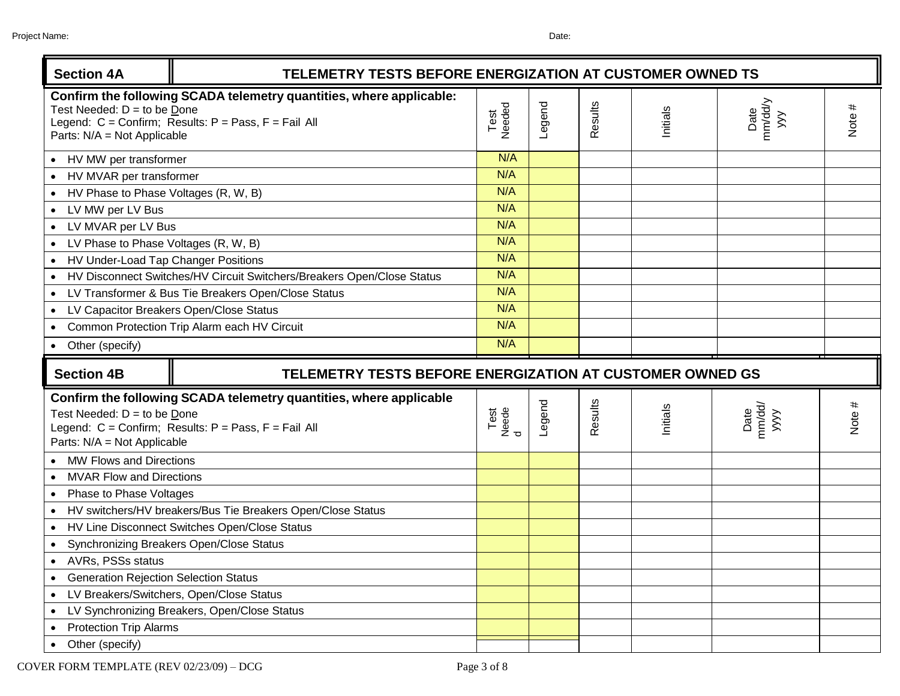Project Name: Date:

| Section 4A | TELEMETRY TESTS BEFORE ENERGIZATION AT CUSTOMER OWNED TS | | | | | |
|---|---|---|---|---|---|---|
| **Confirm the following SCADA telemetry quantities, where applicable:**<br>Test Needed: D = to be Done<br>Legend: C = Confirm; Results: P = Pass, F = Fail All<br>Parts: N/A = Not Applicable | Test Needed | Legend | Results | Initials | Date mm/dd/yyy | Note # |
| • HV MW per transformer | N/A | | | | | |
| • HV MVAR per transformer | N/A | | | | | |
| • HV Phase to Phase Voltages (R, W, B) | N/A | | | | | |
| • LV MW per LV Bus | N/A | | | | | |
| • LV MVAR per LV Bus | N/A | | | | | |
| • LV Phase to Phase Voltages (R, W, B) | N/A | | | | | |
| • HV Under-Load Tap Changer Positions | N/A | | | | | |
| • HV Disconnect Switches/HV Circuit Switchers/Breakers Open/Close Status | N/A | | | | | |
| • LV Transformer & Bus Tie Breakers Open/Close Status | N/A | | | | | |
| • LV Capacitor Breakers Open/Close Status | N/A | | | | | |
| • Common Protection Trip Alarm each HV Circuit | N/A | | | | | |
| • Other (specify) | N/A | | | | | |

| Section 4B | TELEMETRY TESTS BEFORE ENERGIZATION AT CUSTOMER OWNED GS | | | | | |
|---|---|---|---|---|---|---|
| **Confirm the following SCADA telemetry quantities, where applicable**<br>Test Needed: D = to be Done<br>Legend: C = Confirm; Results: P = Pass, F = Fail All<br>Parts: N/A = Not Applicable | Test Needed | Legend | Results | Initials | Date mm/dd/yyyy | Note # |
| • MW Flows and Directions | | | | | | |
| • MVAR Flow and Directions | | | | | | |
| • Phase to Phase Voltages | | | | | | |
| • HV switchers/HV breakers/Bus Tie Breakers Open/Close Status | | | | | | |
| • HV Line Disconnect Switches Open/Close Status | | | | | | |
| • Synchronizing Breakers Open/Close Status | | | | | | |
| • AVRs, PSSs status | | | | | | |
| • Generation Rejection Selection Status | | | | | | |
| • LV Breakers/Switchers, Open/Close Status | | | | | | |
| • LV Synchronizing Breakers, Open/Close Status | | | | | | |
| • Protection Trip Alarms | | | | | | |
| • Other (specify) | | | | | | |

COVER FORM TEMPLATE (REV 02/23/09) – DCG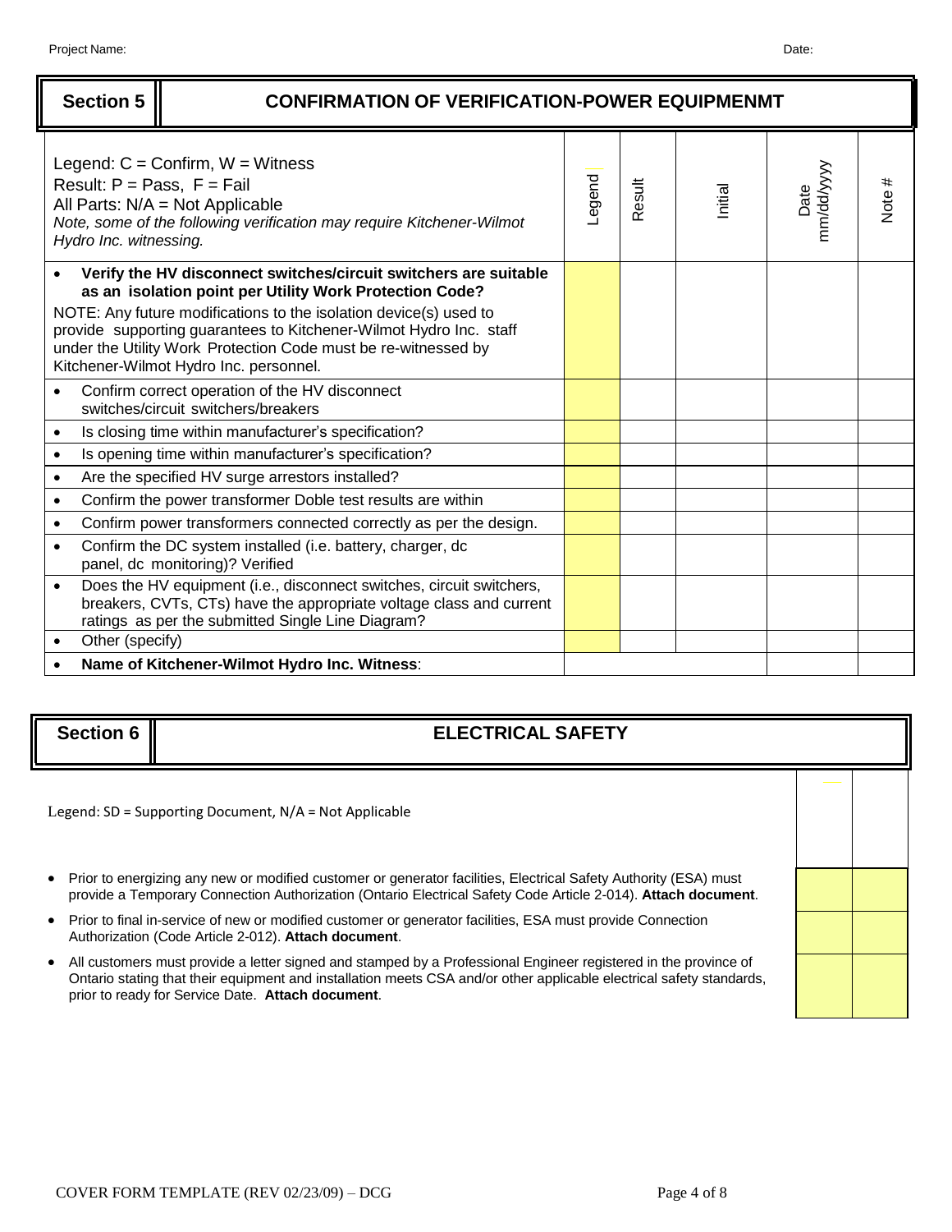Project Name: Date:

## Section 5 — CONFIRMATION OF VERIFICATION-POWER EQUIPMENMT

| Legend: C = Confirm, W = Witness<br>Result: P = Pass, F = Fail<br>All Parts: N/A = Not Applicable<br>*Note, some of the following verification may require Kitchener-Wilmot Hydro Inc. witnessing.* | Legend | Result | Initial | Date mm/dd/yyyy | Note # |
|---|---|---|---|---|---|
| • **Verify the HV disconnect switches/circuit switchers are suitable as an isolation point per Utility Work Protection Code?**<br>NOTE: Any future modifications to the isolation device(s) used to provide supporting guarantees to Kitchener-Wilmot Hydro Inc. staff under the Utility Work Protection Code must be re-witnessed by Kitchener-Wilmot Hydro Inc. personnel. | | | | | |
| • Confirm correct operation of the HV disconnect switches/circuit switchers/breakers | | | | | |
| • Is closing time within manufacturer's specification? | | | | | |
| • Is opening time within manufacturer's specification? | | | | | |
| • Are the specified HV surge arrestors installed? | | | | | |
| • Confirm the power transformer Doble test results are within | | | | | |
| • Confirm power transformers connected correctly as per the design. | | | | | |
| • Confirm the DC system installed (i.e. battery, charger, dc panel, dc monitoring)? Verified | | | | | |
| • Does the HV equipment (i.e., disconnect switches, circuit switchers, breakers, CVTs, CTs) have the appropriate voltage class and current ratings as per the submitted Single Line Diagram? | | | | | |
| • Other (specify) | | | | | |
| • **Name of Kitchener-Wilmot Hydro Inc. Witness**: | | | | | |

## Section 6 — ELECTRICAL SAFETY

| Legend: SD = Supporting Document, N/A = Not Applicable | | |
|---|---|---|
| • Prior to energizing any new or modified customer or generator facilities, Electrical Safety Authority (ESA) must provide a Temporary Connection Authorization (Ontario Electrical Safety Code Article 2-014). **Attach document**. | | |
| • Prior to final in-service of new or modified customer or generator facilities, ESA must provide Connection Authorization (Code Article 2-012). **Attach document**. | | |
| • All customers must provide a letter signed and stamped by a Professional Engineer registered in the province of Ontario stating that their equipment and installation meets CSA and/or other applicable electrical safety standards, prior to ready for Service Date. **Attach document**. | | |

COVER FORM TEMPLATE (REV 02/23/09) – DCG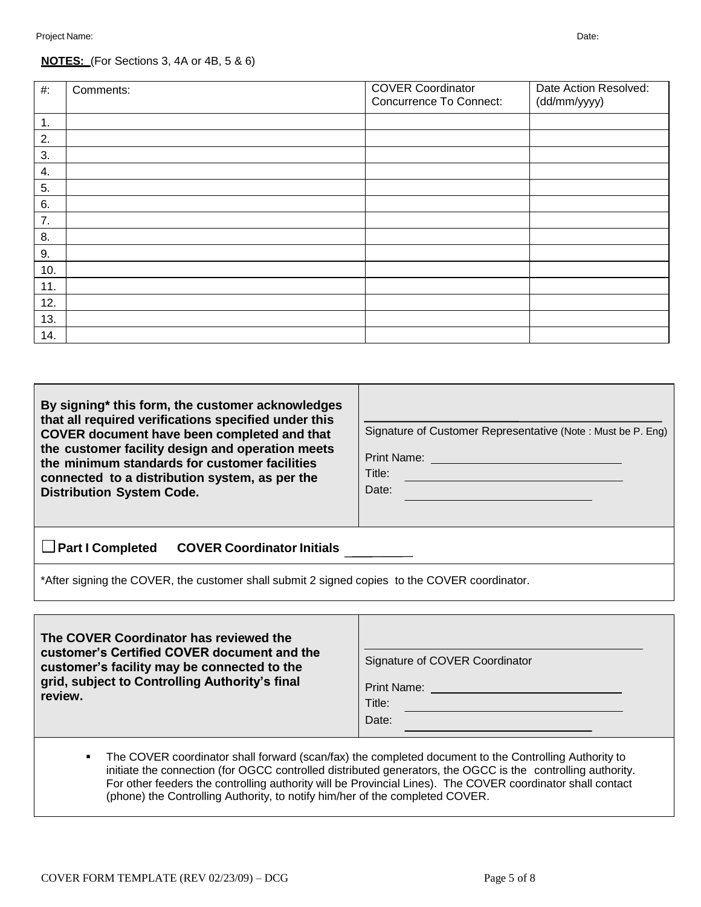Project Name: Date:

**NOTES:** (For Sections 3, 4A or 4B, 5 & 6)

| #: | Comments: | COVER Coordinator Concurrence To Connect: | Date Action Resolved: (dd/mm/yyyy) |
|---|---|---|---|
| 1. | | | |
| 2. | | | |
| 3. | | | |
| 4. | | | |
| 5. | | | |
| 6. | | | |
| 7. | | | |
| 8. | | | |
| 9. | | | |
| 10. | | | |
| 11. | | | |
| 12. | | | |
| 13. | | | |
| 14. | | | |

| **By signing* this form, the customer acknowledges that all required verifications specified under this COVER document have been completed and that the customer facility design and operation meets the minimum standards for customer facilities connected to a distribution system, as per the Distribution System Code.** | ______________________<br>Signature of Customer Representative (Note : Must be P. Eng)<br>Print Name: ______________<br>Title: ______________<br>Date: ______________ |
|---|---|

☐ **Part I Completed** **COVER Coordinator Initials** _________

*After signing the COVER, the customer shall submit 2 signed copies to the COVER coordinator.

| **The COVER Coordinator has reviewed the customer's Certified COVER document and the customer's facility may be connected to the grid, subject to Controlling Authority's final review.** | ______________________<br>Signature of COVER Coordinator<br>Print Name: ______________<br>Title: ______________<br>Date: ______________ |
|---|---|

- The COVER coordinator shall forward (scan/fax) the completed document to the Controlling Authority to initiate the connection (for OGCC controlled distributed generators, the OGCC is the controlling authority. For other feeders the controlling authority will be Provincial Lines). The COVER coordinator shall contact (phone) the Controlling Authority, to notify him/her of the completed COVER.

COVER FORM TEMPLATE (REV 02/23/09) – DCG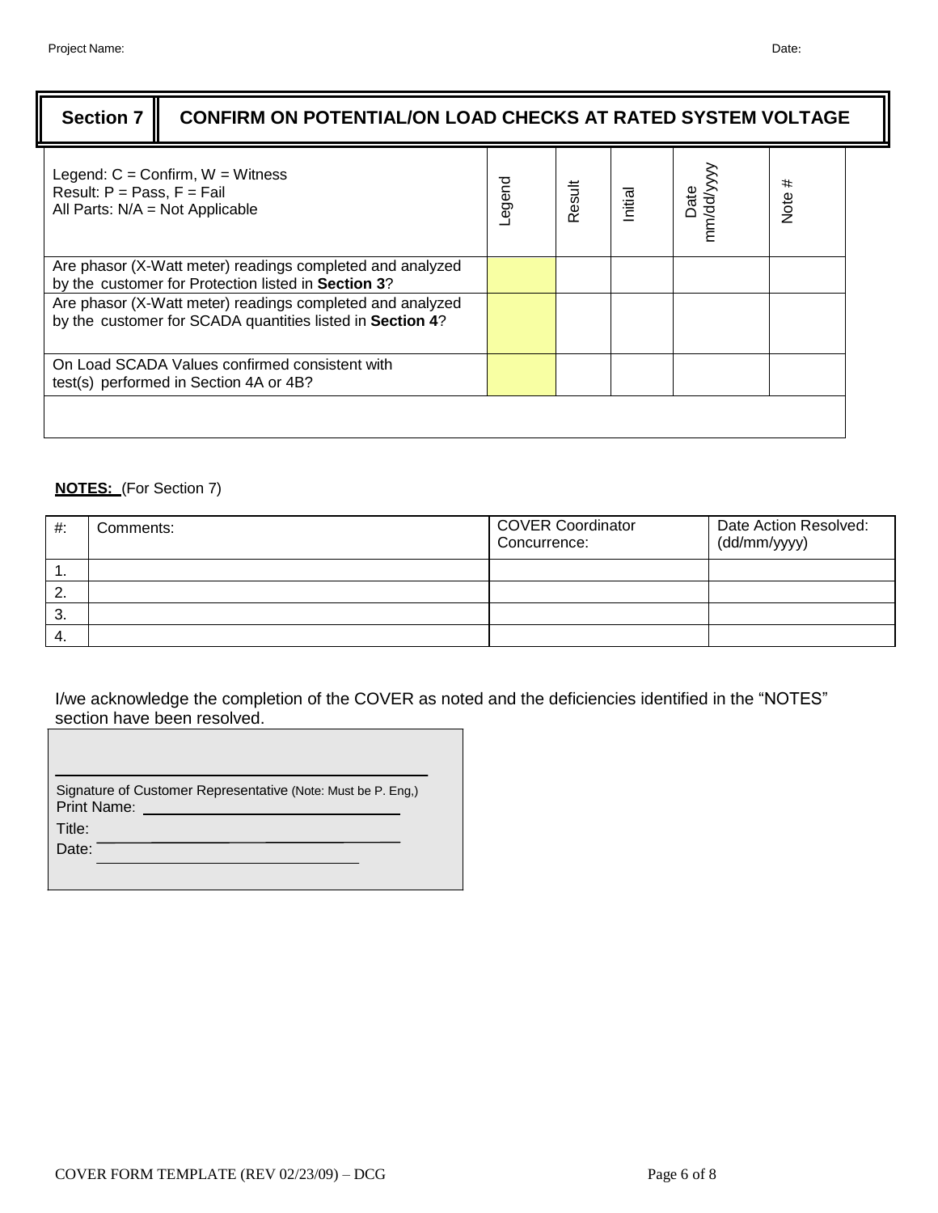Project Name: Date:

## Section 7 CONFIRM ON POTENTIAL/ON LOAD CHECKS AT RATED SYSTEM VOLTAGE

| Legend: C = Confirm, W = Witness<br>Result: P = Pass, F = Fail<br>All Parts: N/A = Not Applicable | Legend | Result | Initial | Date mm/dd/yyyy | Note # |
|---|---|---|---|---|---|
| Are phasor (X-Watt meter) readings completed and analyzed by the customer for Protection listed in **Section 3**? | | | | | |
| Are phasor (X-Watt meter) readings completed and analyzed by the customer for SCADA quantities listed in **Section 4**? | | | | | |
| On Load SCADA Values confirmed consistent with test(s) performed in Section 4A or 4B? | | | | | |
| | | | | | |

**NOTES:** (For Section 7)

| #: | Comments: | COVER Coordinator Concurrence: | Date Action Resolved: (dd/mm/yyyy) |
|---|---|---|---|
| 1. | | | |
| 2. | | | |
| 3. | | | |
| 4. | | | |

I/we acknowledge the completion of the COVER as noted and the deficiencies identified in the "NOTES" section have been resolved.

\_\_\_\_\_\_\_\_\_\_\_\_\_\_\_\_\_\_\_\_\_\_\_\_\_\_\_\_\_\_\_\_\_\_\_\_\_\_\_\_
Signature of Customer Representative (Note: Must be P. Eng,)
Print Name: \_\_\_\_\_\_\_\_\_\_\_\_\_\_\_\_\_\_\_\_\_\_\_\_\_\_\_\_\_\_
Title: \_\_\_\_\_\_\_\_\_\_\_\_\_\_\_\_\_\_\_\_\_\_\_\_\_\_\_\_\_\_
Date: \_\_\_\_\_\_\_\_\_\_\_\_\_\_\_\_\_\_\_\_\_\_\_\_\_\_\_\_\_\_

COVER FORM TEMPLATE (REV 02/23/09) – DCG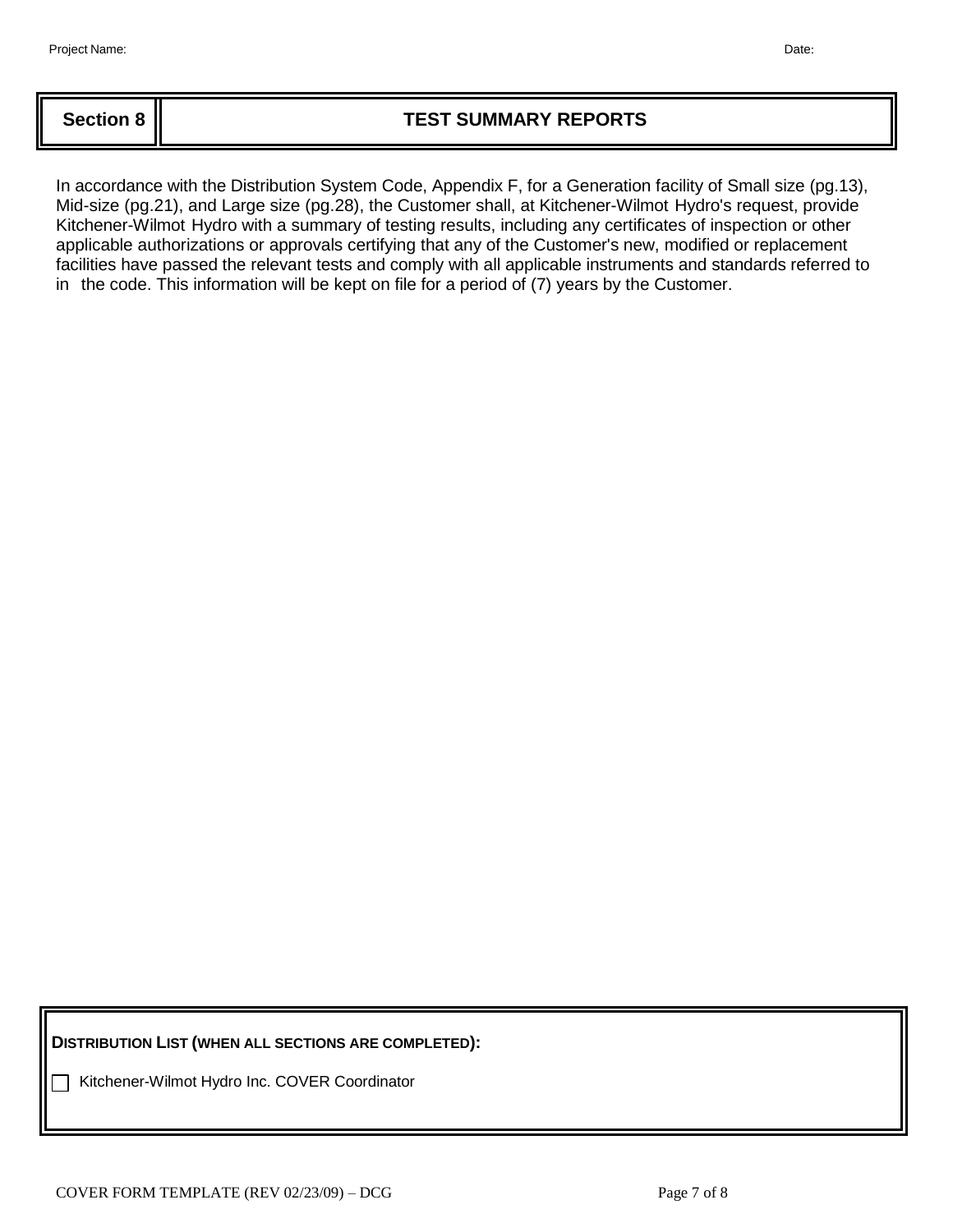Project Name: Date:

| Section 8 | TEST SUMMARY REPORTS |
|---|---|

In accordance with the Distribution System Code, Appendix F, for a Generation facility of Small size (pg.13), Mid-size (pg.21), and Large size (pg.28), the Customer shall, at Kitchener-Wilmot Hydro's request, provide Kitchener-Wilmot Hydro with a summary of testing results, including any certificates of inspection or other applicable authorizations or approvals certifying that any of the Customer's new, modified or replacement facilities have passed the relevant tests and comply with all applicable instruments and standards referred to in the code. This information will be kept on file for a period of (7) years by the Customer.

**DISTRIBUTION LIST (WHEN ALL SECTIONS ARE COMPLETED):**

- [ ] Kitchener-Wilmot Hydro Inc. COVER Coordinator

COVER FORM TEMPLATE (REV 02/23/09) – DCG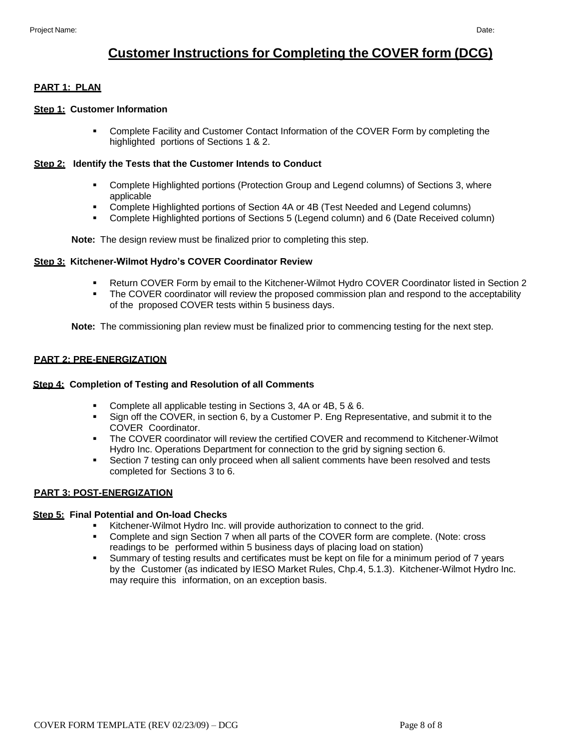# Customer Instructions for Completing the COVER form (DCG)

## PART 1: PLAN

### Step 1: Customer Information

- Complete Facility and Customer Contact Information of the COVER Form by completing the highlighted portions of Sections 1 & 2.

### Step 2: Identify the Tests that the Customer Intends to Conduct

- Complete Highlighted portions (Protection Group and Legend columns) of Sections 3, where applicable
- Complete Highlighted portions of Section 4A or 4B (Test Needed and Legend columns)
- Complete Highlighted portions of Sections 5 (Legend column) and 6 (Date Received column)

**Note:** The design review must be finalized prior to completing this step.

### Step 3: Kitchener-Wilmot Hydro's COVER Coordinator Review

- Return COVER Form by email to the Kitchener-Wilmot Hydro COVER Coordinator listed in Section 2
- The COVER coordinator will review the proposed commission plan and respond to the acceptability of the proposed COVER tests within 5 business days.

**Note:** The commissioning plan review must be finalized prior to commencing testing for the next step.

## PART 2: PRE-ENERGIZATION

### Step 4: Completion of Testing and Resolution of all Comments

- Complete all applicable testing in Sections 3, 4A or 4B, 5 & 6.
- Sign off the COVER, in section 6, by a Customer P. Eng Representative, and submit it to the COVER Coordinator.
- The COVER coordinator will review the certified COVER and recommend to Kitchener-Wilmot Hydro Inc. Operations Department for connection to the grid by signing section 6.
- Section 7 testing can only proceed when all salient comments have been resolved and tests completed for Sections 3 to 6.

## PART 3: POST-ENERGIZATION

### Step 5: Final Potential and On-load Checks

- Kitchener-Wilmot Hydro Inc. will provide authorization to connect to the grid.
- Complete and sign Section 7 when all parts of the COVER form are complete. (Note: cross readings to be performed within 5 business days of placing load on station)
- Summary of testing results and certificates must be kept on file for a minimum period of 7 years by the Customer (as indicated by IESO Market Rules, Chp.4, 5.1.3). Kitchener-Wilmot Hydro Inc. may require this information, on an exception basis.